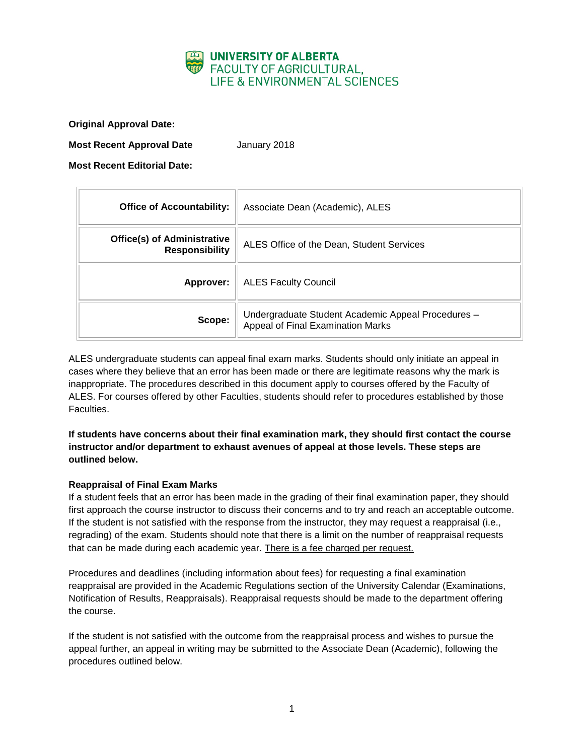UNIVERSITY OF ALBERTA
FACULTY OF AGRICULTURAL,
LIFE & ENVIRONMENTAL SCIENCES

**Original Approval Date:**

**Most Recent Approval Date** January 2018

**Most Recent Editorial Date:**

| | |
|---|---|
| **Office of Accountability:** | Associate Dean (Academic), ALES |
| **Office(s) of Administrative Responsibility** | ALES Office of the Dean, Student Services |
| **Approver:** | ALES Faculty Council |
| **Scope:** | Undergraduate Student Academic Appeal Procedures – Appeal of Final Examination Marks |

ALES undergraduate students can appeal final exam marks. Students should only initiate an appeal in cases where they believe that an error has been made or there are legitimate reasons why the mark is inappropriate. The procedures described in this document apply to courses offered by the Faculty of ALES. For courses offered by other Faculties, students should refer to procedures established by those Faculties.

**If students have concerns about their final examination mark, they should first contact the course instructor and/or department to exhaust avenues of appeal at those levels. These steps are outlined below.**

### Reappraisal of Final Exam Marks

If a student feels that an error has been made in the grading of their final examination paper, they should first approach the course instructor to discuss their concerns and to try and reach an acceptable outcome. If the student is not satisfied with the response from the instructor, they may request a reappraisal (i.e., regrading) of the exam. Students should note that there is a limit on the number of reappraisal requests that can be made during each academic year. <u>There is a fee charged per request.</u>

Procedures and deadlines (including information about fees) for requesting a final examination reappraisal are provided in the Academic Regulations section of the University Calendar (Examinations, Notification of Results, Reappraisals). Reappraisal requests should be made to the department offering the course.

If the student is not satisfied with the outcome from the reappraisal process and wishes to pursue the appeal further, an appeal in writing may be submitted to the Associate Dean (Academic), following the procedures outlined below.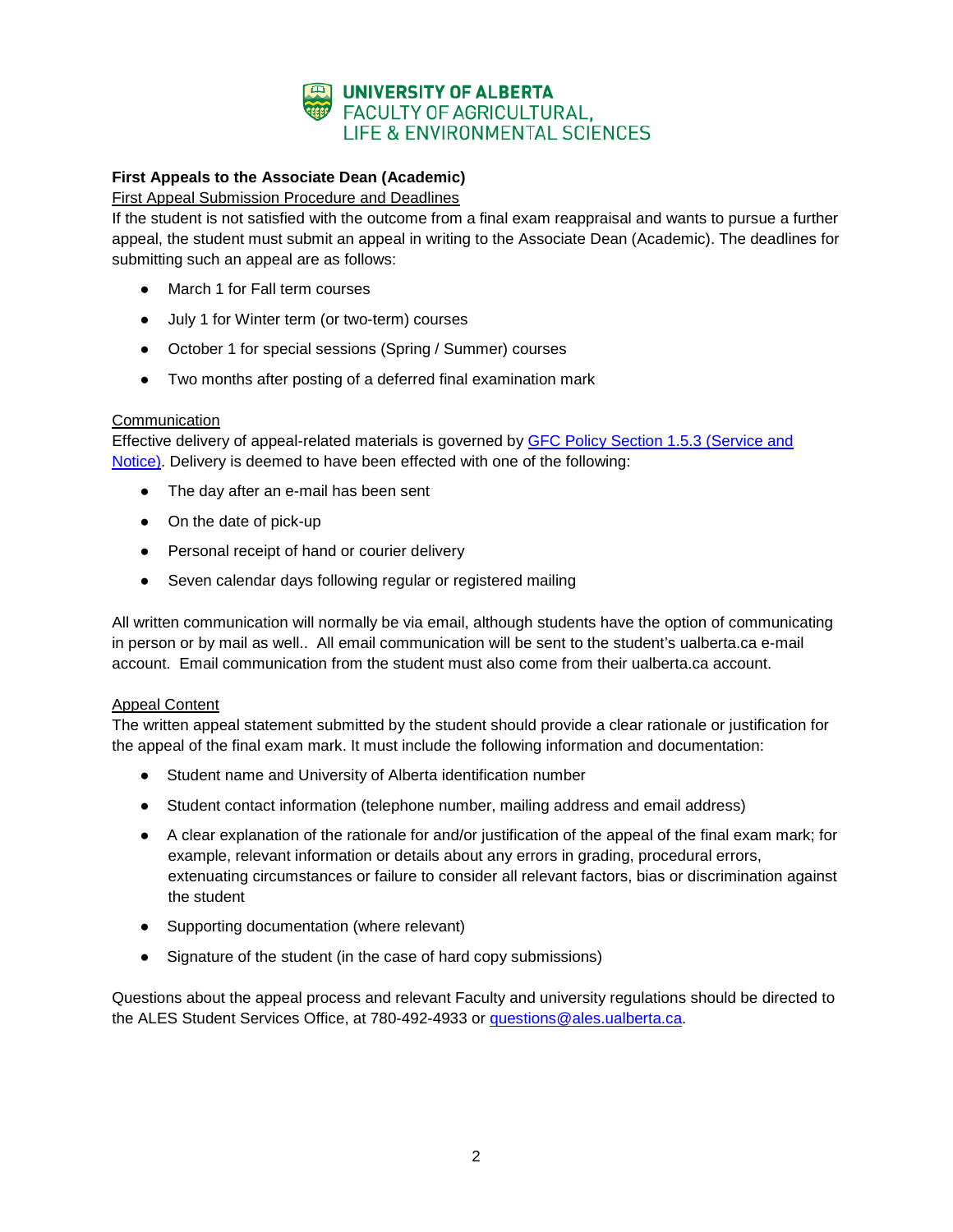UNIVERSITY OF ALBERTA
FACULTY OF AGRICULTURAL, LIFE & ENVIRONMENTAL SCIENCES

**First Appeals to the Associate Dean (Academic)**

First Appeal Submission Procedure and Deadlines

If the student is not satisfied with the outcome from a final exam reappraisal and wants to pursue a further appeal, the student must submit an appeal in writing to the Associate Dean (Academic). The deadlines for submitting such an appeal are as follows:

- March 1 for Fall term courses
- July 1 for Winter term (or two-term) courses
- October 1 for special sessions (Spring / Summer) courses
- Two months after posting of a deferred final examination mark

Communication

Effective delivery of appeal-related materials is governed by GFC Policy Section 1.5.3 (Service and Notice). Delivery is deemed to have been effected with one of the following:

- The day after an e-mail has been sent
- On the date of pick-up
- Personal receipt of hand or courier delivery
- Seven calendar days following regular or registered mailing

All written communication will normally be via email, although students have the option of communicating in person or by mail as well.. All email communication will be sent to the student's ualberta.ca e-mail account. Email communication from the student must also come from their ualberta.ca account.

Appeal Content

The written appeal statement submitted by the student should provide a clear rationale or justification for the appeal of the final exam mark. It must include the following information and documentation:

- Student name and University of Alberta identification number
- Student contact information (telephone number, mailing address and email address)
- A clear explanation of the rationale for and/or justification of the appeal of the final exam mark; for example, relevant information or details about any errors in grading, procedural errors, extenuating circumstances or failure to consider all relevant factors, bias or discrimination against the student
- Supporting documentation (where relevant)
- Signature of the student (in the case of hard copy submissions)

Questions about the appeal process and relevant Faculty and university regulations should be directed to the ALES Student Services Office, at 780-492-4933 or questions@ales.ualberta.ca.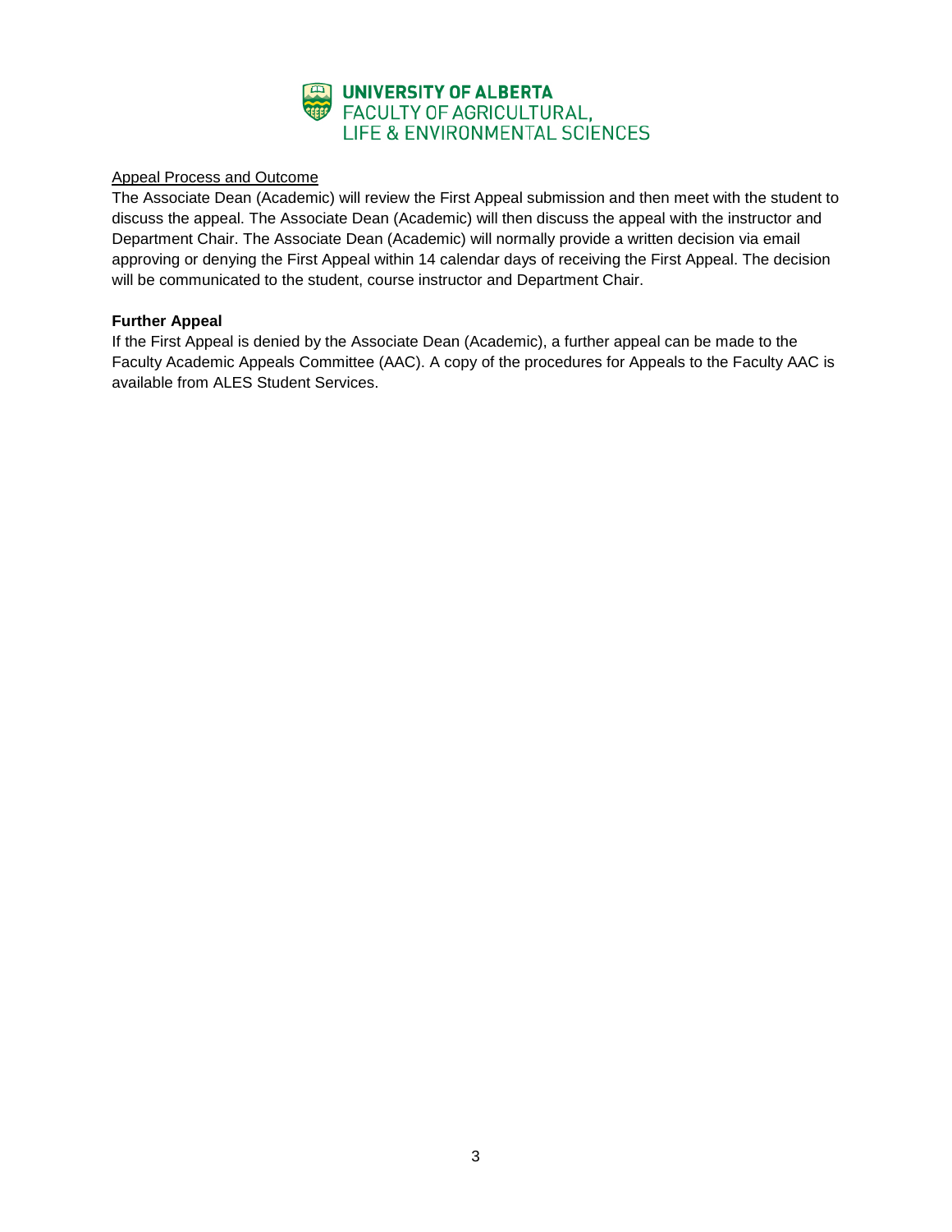Appeal Process and Outcome

The Associate Dean (Academic) will review the First Appeal submission and then meet with the student to discuss the appeal. The Associate Dean (Academic) will then discuss the appeal with the instructor and Department Chair. The Associate Dean (Academic) will normally provide a written decision via email approving or denying the First Appeal within 14 calendar days of receiving the First Appeal. The decision will be communicated to the student, course instructor and Department Chair.

**Further Appeal**

If the First Appeal is denied by the Associate Dean (Academic), a further appeal can be made to the Faculty Academic Appeals Committee (AAC). A copy of the procedures for Appeals to the Faculty AAC is available from ALES Student Services.